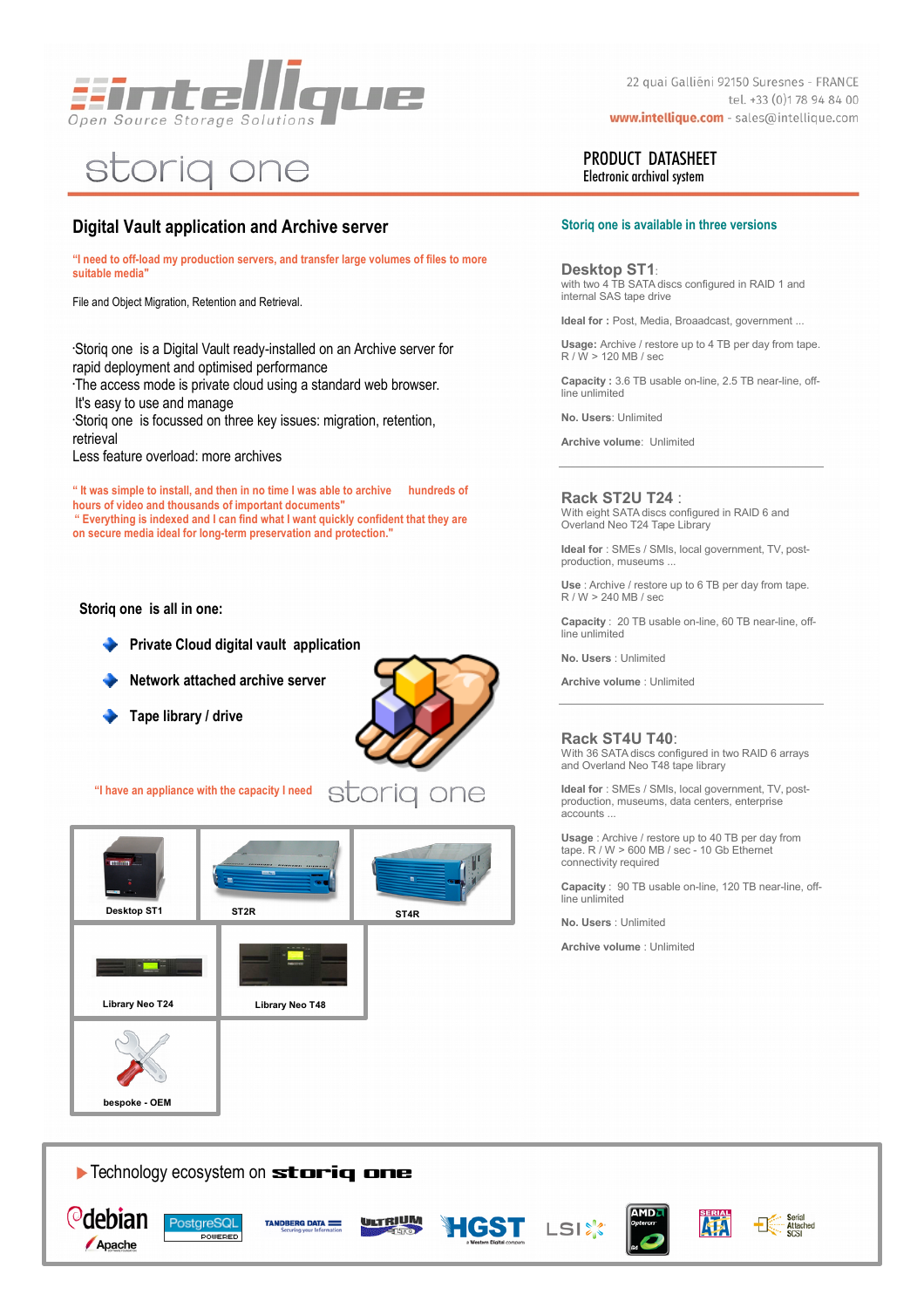intellique
Open Source Storage Solutions

22 quai Galliéni 92150 Suresnes - FRANCE
tel. +33 (0)1 78 94 84 00
www.intellique.com - sales@intellique.com

# storiq one

**PRODUCT DATASHEET**
Electronic archival system

## Digital Vault application and Archive server

**"I need to off-load my production servers, and transfer large volumes of files to more suitable media"**

File and Object Migration, Retention and Retrieval.

·Storiq one is a Digital Vault ready-installed on an Archive server for rapid deployment and optimised performance
·The access mode is private cloud using a standard web browser. It's easy to use and manage
·Storiq one is focussed on three key issues: migration, retention, retrieval
Less feature overload: more archives

**" It was simple to install, and then in no time I was able to archive hundreds of hours of video and thousands of important documents"**
**" Everything is indexed and I can find what I want quickly confident that they are on secure media ideal for long-term preservation and protection."**

**Storiq one is all in one:**

- **Private Cloud digital vault application**
- **Network attached archive server**
- **Tape library / drive**

**"I have an appliance with the capacity I need** storiq one

Desktop ST1 | ST2R | ST4R
Library Neo T24 | Library Neo T48
bespoke - OEM

### Storiq one is available in three versions

**Desktop ST1**:
with two 4 TB SATA discs configured in RAID 1 and internal SAS tape drive

**Ideal for :** Post, Media, Broaadcast, government ...

**Usage:** Archive / restore up to 4 TB per day from tape. R / W > 120 MB / sec

**Capacity :** 3.6 TB usable on-line, 2.5 TB near-line, off-line unlimited

**No. Users**: Unlimited

**Archive volume**: Unlimited

---

**Rack ST2U T24** :
With eight SATA discs configured in RAID 6 and Overland Neo T24 Tape Library

**Ideal for** : SMEs / SMIs, local government, TV, post-production, museums ...

**Use** : Archive / restore up to 6 TB per day from tape. R / W > 240 MB / sec

**Capacity** : 20 TB usable on-line, 60 TB near-line, off-line unlimited

**No. Users** : Unlimited

**Archive volume** : Unlimited

---

**Rack ST4U T40**:
With 36 SATA discs configured in two RAID 6 arrays and Overland Neo T48 tape library

**Ideal for** : SMEs / SMIs, local government, TV, post-production, museums, data centers, enterprise accounts ...

**Usage** : Archive / restore up to 40 TB per day from tape. R / W > 600 MB / sec - 10 Gb Ethernet connectivity required

**Capacity** : 90 TB usable on-line, 120 TB near-line, off-line unlimited

**No. Users** : Unlimited

**Archive volume** : Unlimited

---

▶ Technology ecosystem on **storiq one**

debian · Apache · PostgreSQL POWERED · TANDBERG DATA · ULTRIUM LTO · HGST · LSI · AMD Opteron · SERIAL ATA · Serial Attached SCSI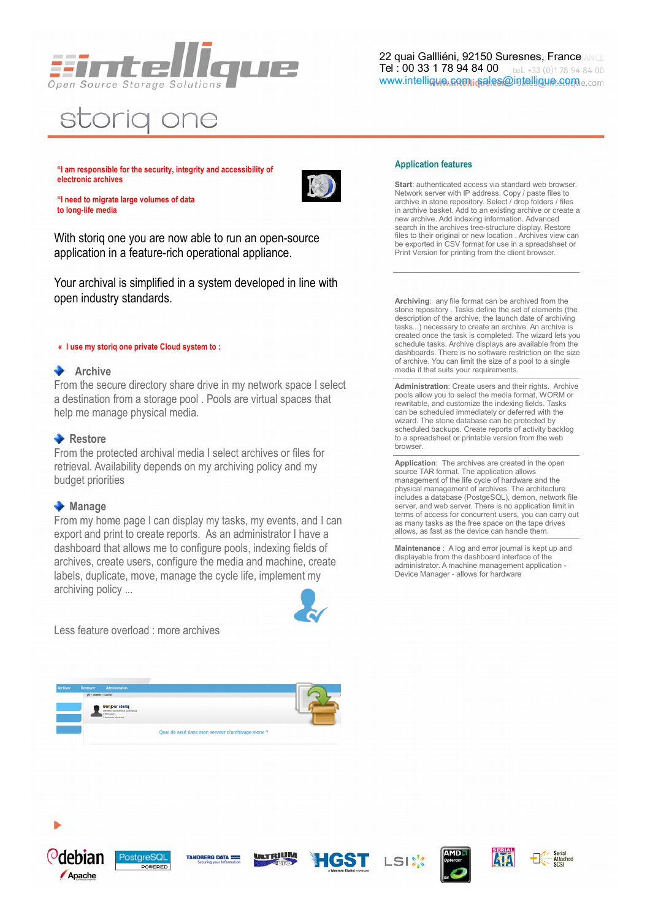22 quai Galliéni, 92150 Suresnes, France
Tel : 00 33 1 78 94 84 00
www.intellique.com sales@intellique.com

# storiq one

**"I am responsible for the security, integrity and accessibility of electronic archives**

**"I need to migrate large volumes of data to long-life media**

With storiq one you are now able to run an open-source application in a feature-rich operational appliance.

Your archival is simplified in a system developed in line with open industry standards.

**« I use my storiq one private Cloud system to :**

### Archive

From the secure directory share drive in my network space I select a destination from a storage pool . Pools are virtual spaces that help me manage physical media.

### Restore

From the protected archival media I select archives or files for retrieval. Availability depends on my archiving policy and my budget priorities

### Manage

From my home page I can display my tasks, my events, and I can export and print to create reports. As an administrator I have a dashboard that allows me to configure pools, indexing fields of archives, create users, configure the media and machine, create labels, duplicate, move, manage the cycle life, implement my archiving policy ...

Less feature overload : more archives

## Application features

**Start**: authenticated access via standard web browser. Network server with IP address. Copy / paste files to archive in stone repository. Select / drop folders / files in archive basket. Add to an existing archive or create a new archive. Add indexing information. Advanced search in the archives tree-structure display. Restore files to their original or new location . Archives view can be exported in CSV format for use in a spreadsheet or Print Version for printing from the client browser.

**Archiving**: any file format can be archived from the stone repository . Tasks define the set of elements (the description of the archive, the launch date of archiving tasks...) necessary to create an archive. An archive is created once the task is completed. The wizard lets you schedule tasks. Archive displays are available from the dashboards. There is no software restriction on the size of archive. You can limit the size to a pool to a single media if that suits your requirements.

**Administration**: Create users and their rights. Archive pools allow you to select the media format, WORM or rewritable, and customize the indexing fields. Tasks can be scheduled immediately or deferred with the wizard. The stone database can be protected by scheduled backups. Create reports of activity backlog to a spreadsheet or printable version from the web browser.

**Application**: The archives are created in the open source TAR format. The application allows management of the life cycle of hardware and the physical management of archives. The architecture includes a database (PostgeSQL), demon, network file server, and web server. There is no application limit in terms of access for concurrent users, you can carry out as many tasks as the free space on the tape drives allows, as fast as the device can handle them.

**Maintenance** : A log and error journal is kept up and displayable from the dashboard interface of the administrator. A machine management application - Device Manager - allows for hardware